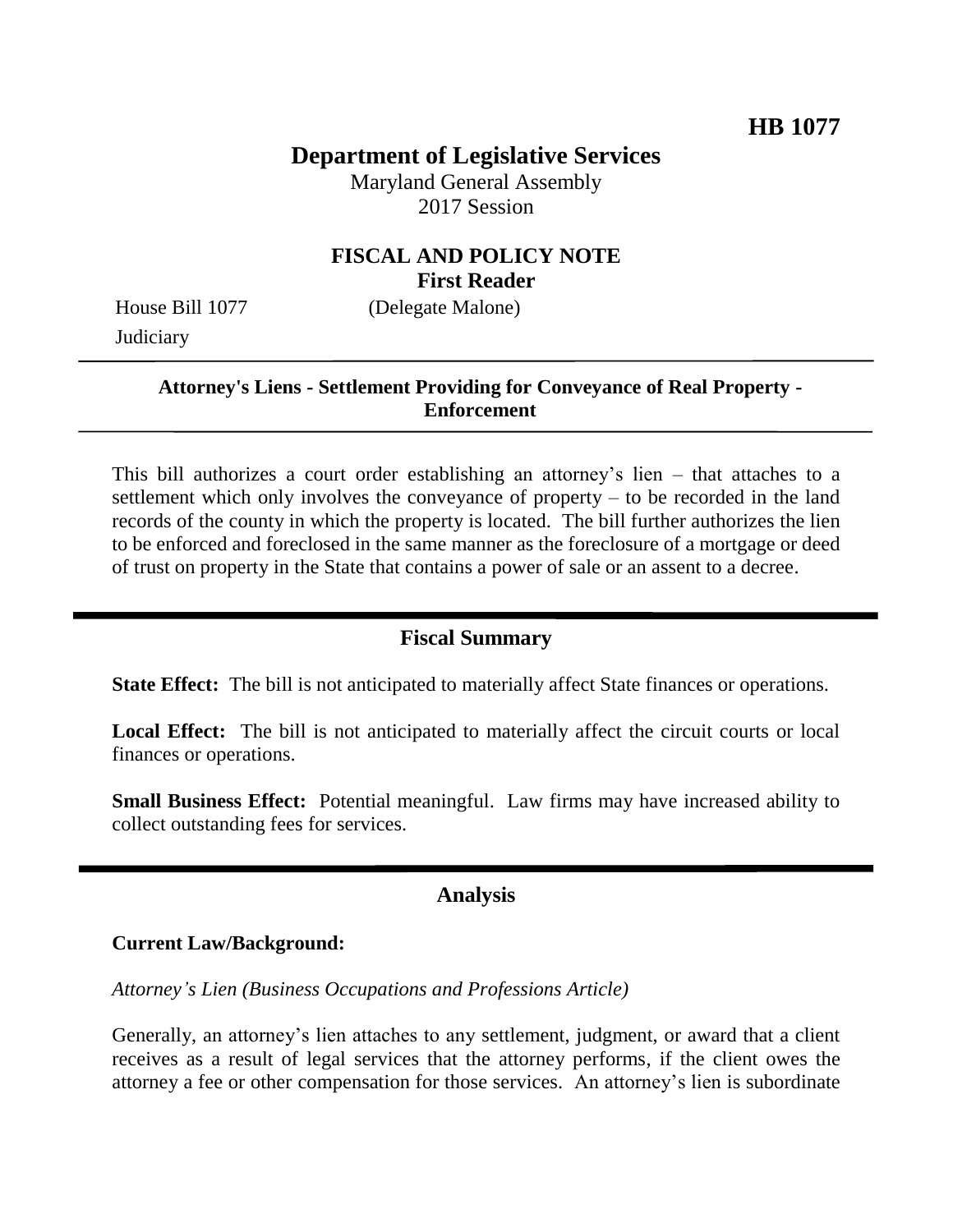**HB 1077**

# Department of Legislative Services

Maryland General Assembly
2017 Session

## FISCAL AND POLICY NOTE
**First Reader**

House Bill 1077 (Delegate Malone)
Judiciary

---

**Attorney's Liens - Settlement Providing for Conveyance of Real Property - Enforcement**

---

This bill authorizes a court order establishing an attorney's lien – that attaches to a settlement which only involves the conveyance of property – to be recorded in the land records of the county in which the property is located. The bill further authorizes the lien to be enforced and foreclosed in the same manner as the foreclosure of a mortgage or deed of trust on property in the State that contains a power of sale or an assent to a decree.

---

## Fiscal Summary

**State Effect:** The bill is not anticipated to materially affect State finances or operations.

**Local Effect:** The bill is not anticipated to materially affect the circuit courts or local finances or operations.

**Small Business Effect:** Potential meaningful. Law firms may have increased ability to collect outstanding fees for services.

---

## Analysis

**Current Law/Background:**

*Attorney's Lien (Business Occupations and Professions Article)*

Generally, an attorney's lien attaches to any settlement, judgment, or award that a client receives as a result of legal services that the attorney performs, if the client owes the attorney a fee or other compensation for those services. An attorney's lien is subordinate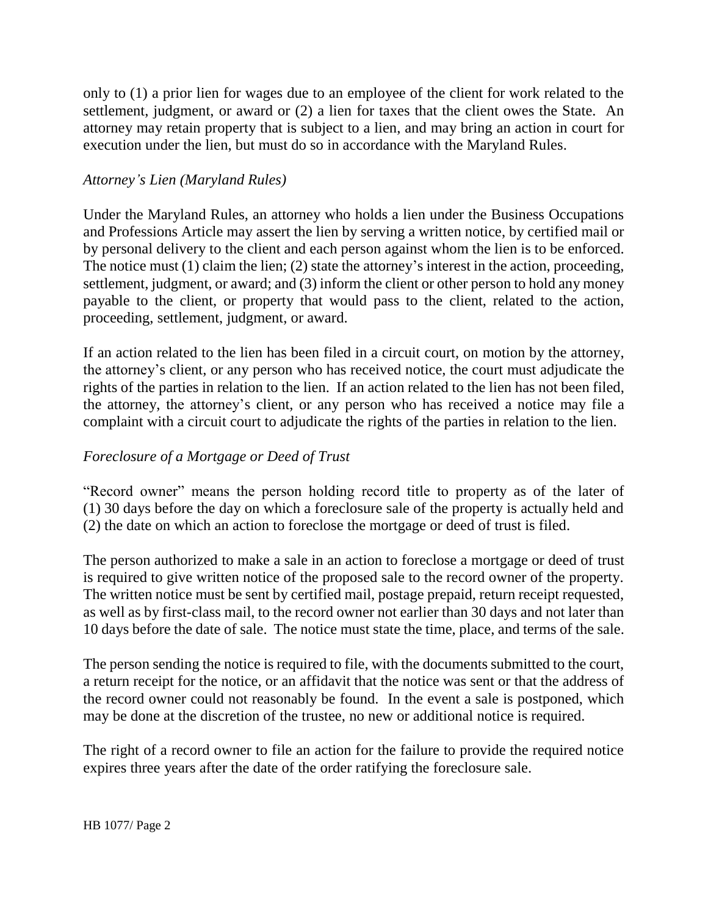only to (1) a prior lien for wages due to an employee of the client for work related to the settlement, judgment, or award or (2) a lien for taxes that the client owes the State. An attorney may retain property that is subject to a lien, and may bring an action in court for execution under the lien, but must do so in accordance with the Maryland Rules.

*Attorney's Lien (Maryland Rules)*

Under the Maryland Rules, an attorney who holds a lien under the Business Occupations and Professions Article may assert the lien by serving a written notice, by certified mail or by personal delivery to the client and each person against whom the lien is to be enforced. The notice must (1) claim the lien; (2) state the attorney's interest in the action, proceeding, settlement, judgment, or award; and (3) inform the client or other person to hold any money payable to the client, or property that would pass to the client, related to the action, proceeding, settlement, judgment, or award.

If an action related to the lien has been filed in a circuit court, on motion by the attorney, the attorney's client, or any person who has received notice, the court must adjudicate the rights of the parties in relation to the lien. If an action related to the lien has not been filed, the attorney, the attorney's client, or any person who has received a notice may file a complaint with a circuit court to adjudicate the rights of the parties in relation to the lien.

*Foreclosure of a Mortgage or Deed of Trust*

"Record owner" means the person holding record title to property as of the later of (1) 30 days before the day on which a foreclosure sale of the property is actually held and (2) the date on which an action to foreclose the mortgage or deed of trust is filed.

The person authorized to make a sale in an action to foreclose a mortgage or deed of trust is required to give written notice of the proposed sale to the record owner of the property. The written notice must be sent by certified mail, postage prepaid, return receipt requested, as well as by first-class mail, to the record owner not earlier than 30 days and not later than 10 days before the date of sale. The notice must state the time, place, and terms of the sale.

The person sending the notice is required to file, with the documents submitted to the court, a return receipt for the notice, or an affidavit that the notice was sent or that the address of the record owner could not reasonably be found. In the event a sale is postponed, which may be done at the discretion of the trustee, no new or additional notice is required.

The right of a record owner to file an action for the failure to provide the required notice expires three years after the date of the order ratifying the foreclosure sale.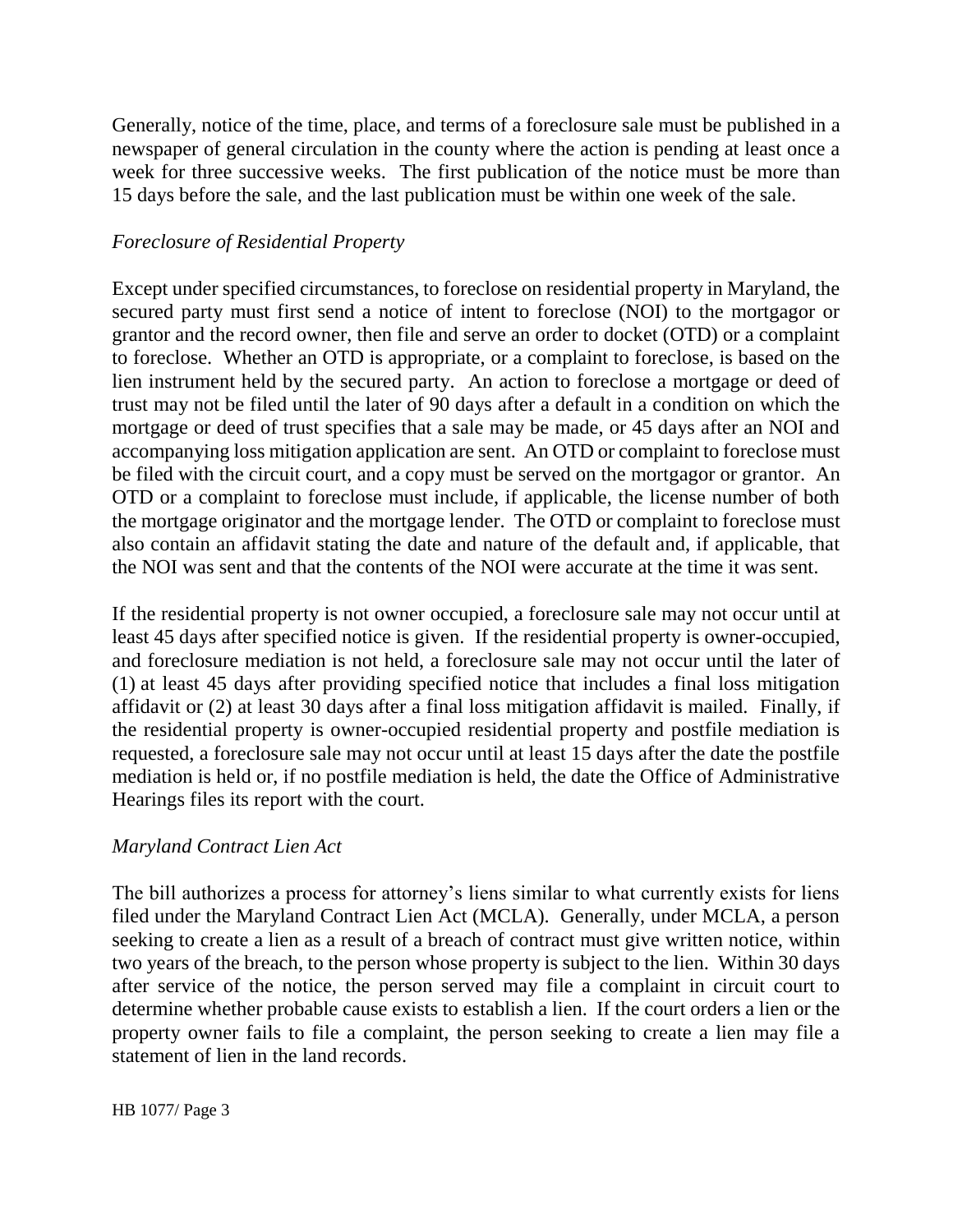Generally, notice of the time, place, and terms of a foreclosure sale must be published in a newspaper of general circulation in the county where the action is pending at least once a week for three successive weeks. The first publication of the notice must be more than 15 days before the sale, and the last publication must be within one week of the sale.

*Foreclosure of Residential Property*

Except under specified circumstances, to foreclose on residential property in Maryland, the secured party must first send a notice of intent to foreclose (NOI) to the mortgagor or grantor and the record owner, then file and serve an order to docket (OTD) or a complaint to foreclose. Whether an OTD is appropriate, or a complaint to foreclose, is based on the lien instrument held by the secured party. An action to foreclose a mortgage or deed of trust may not be filed until the later of 90 days after a default in a condition on which the mortgage or deed of trust specifies that a sale may be made, or 45 days after an NOI and accompanying loss mitigation application are sent. An OTD or complaint to foreclose must be filed with the circuit court, and a copy must be served on the mortgagor or grantor. An OTD or a complaint to foreclose must include, if applicable, the license number of both the mortgage originator and the mortgage lender. The OTD or complaint to foreclose must also contain an affidavit stating the date and nature of the default and, if applicable, that the NOI was sent and that the contents of the NOI were accurate at the time it was sent.

If the residential property is not owner occupied, a foreclosure sale may not occur until at least 45 days after specified notice is given. If the residential property is owner-occupied, and foreclosure mediation is not held, a foreclosure sale may not occur until the later of (1) at least 45 days after providing specified notice that includes a final loss mitigation affidavit or (2) at least 30 days after a final loss mitigation affidavit is mailed. Finally, if the residential property is owner-occupied residential property and postfile mediation is requested, a foreclosure sale may not occur until at least 15 days after the date the postfile mediation is held or, if no postfile mediation is held, the date the Office of Administrative Hearings files its report with the court.

*Maryland Contract Lien Act*

The bill authorizes a process for attorney's liens similar to what currently exists for liens filed under the Maryland Contract Lien Act (MCLA). Generally, under MCLA, a person seeking to create a lien as a result of a breach of contract must give written notice, within two years of the breach, to the person whose property is subject to the lien. Within 30 days after service of the notice, the person served may file a complaint in circuit court to determine whether probable cause exists to establish a lien. If the court orders a lien or the property owner fails to file a complaint, the person seeking to create a lien may file a statement of lien in the land records.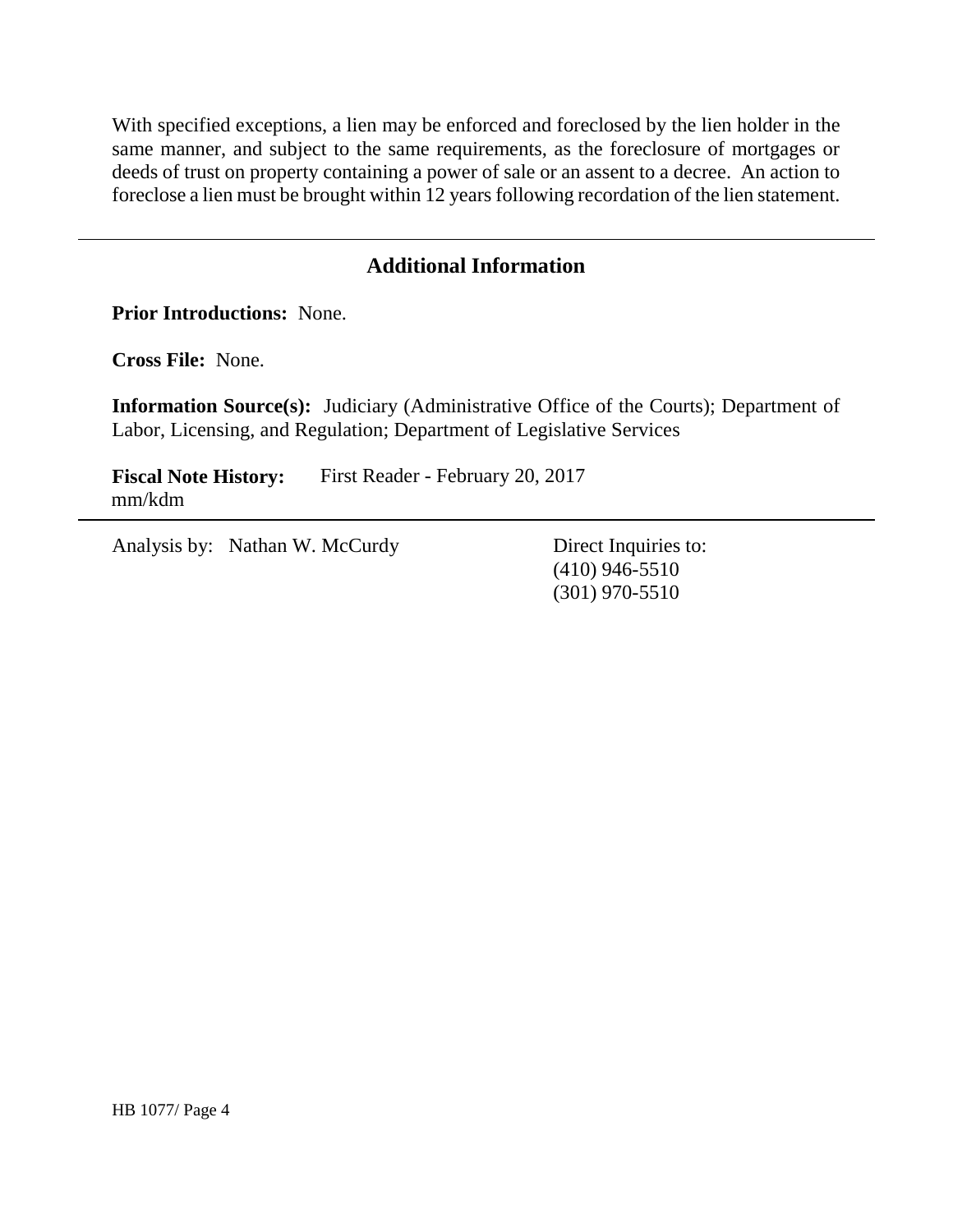With specified exceptions, a lien may be enforced and foreclosed by the lien holder in the same manner, and subject to the same requirements, as the foreclosure of mortgages or deeds of trust on property containing a power of sale or an assent to a decree. An action to foreclose a lien must be brought within 12 years following recordation of the lien statement.

---

## Additional Information

**Prior Introductions:** None.

**Cross File:** None.

**Information Source(s):** Judiciary (Administrative Office of the Courts); Department of Labor, Licensing, and Regulation; Department of Legislative Services

**Fiscal Note History:** First Reader - February 20, 2017
mm/kdm

---

Analysis by: Nathan W. McCurdy

Direct Inquiries to:
(410) 946-5510
(301) 970-5510